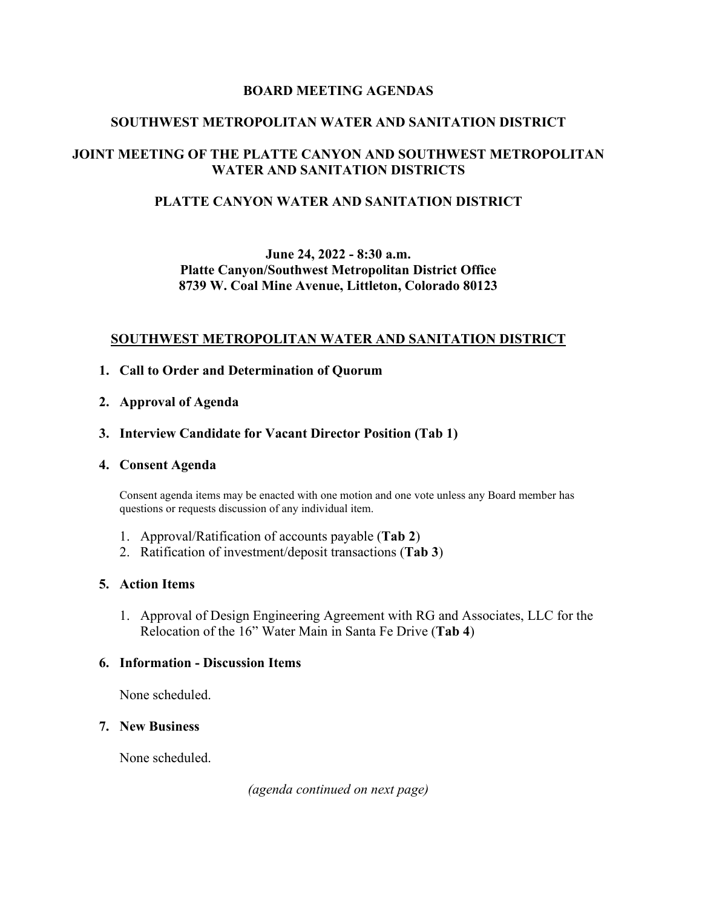# BOARD MEETING AGENDAS

## SOUTHWEST METROPOLITAN WATER AND SANITATION DISTRICT

## JOINT MEETING OF THE PLATTE CANYON AND SOUTHWEST METROPOLITAN WATER AND SANITATION DISTRICTS

## PLATTE CANYON WATER AND SANITATION DISTRICT

**June 24, 2022 - 8:30 a.m.**
**Platte Canyon/Southwest Metropolitan District Office**
**8739 W. Coal Mine Avenue, Littleton, Colorado 80123**

## SOUTHWEST METROPOLITAN WATER AND SANITATION DISTRICT

1. **Call to Order and Determination of Quorum**

2. **Approval of Agenda**

3. **Interview Candidate for Vacant Director Position (Tab 1)**

4. **Consent Agenda**

   Consent agenda items may be enacted with one motion and one vote unless any Board member has questions or requests discussion of any individual item.

   1. Approval/Ratification of accounts payable (**Tab 2**)
   2. Ratification of investment/deposit transactions (**Tab 3**)

5. **Action Items**

   1. Approval of Design Engineering Agreement with RG and Associates, LLC for the Relocation of the 16” Water Main in Santa Fe Drive (**Tab 4**)

6. **Information - Discussion Items**

   None scheduled.

7. **New Business**

   None scheduled.

*(agenda continued on next page)*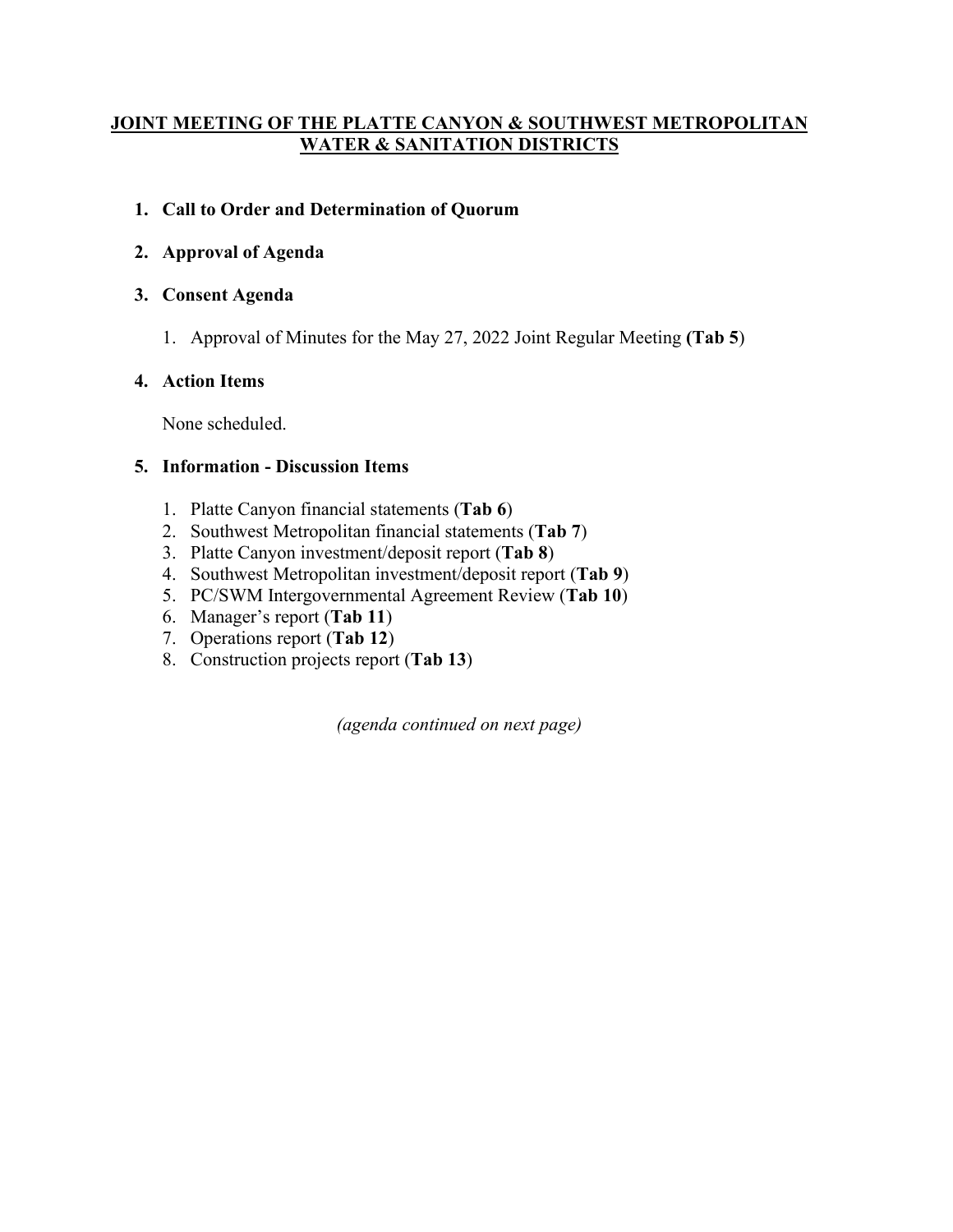## JOINT MEETING OF THE PLATTE CANYON & SOUTHWEST METROPOLITAN WATER & SANITATION DISTRICTS

1. **Call to Order and Determination of Quorum**

2. **Approval of Agenda**

3. **Consent Agenda**

    1. Approval of Minutes for the May 27, 2022 Joint Regular Meeting **(Tab 5**)

4. **Action Items**

    None scheduled.

5. **Information - Discussion Items**

    1. Platte Canyon financial statements (**Tab 6**)
    2. Southwest Metropolitan financial statements (**Tab 7**)
    3. Platte Canyon investment/deposit report (**Tab 8**)
    4. Southwest Metropolitan investment/deposit report (**Tab 9**)
    5. PC/SWM Intergovernmental Agreement Review (**Tab 10**)
    6. Manager's report (**Tab 11**)
    7. Operations report (**Tab 12**)
    8. Construction projects report (**Tab 13**)

*(agenda continued on next page)*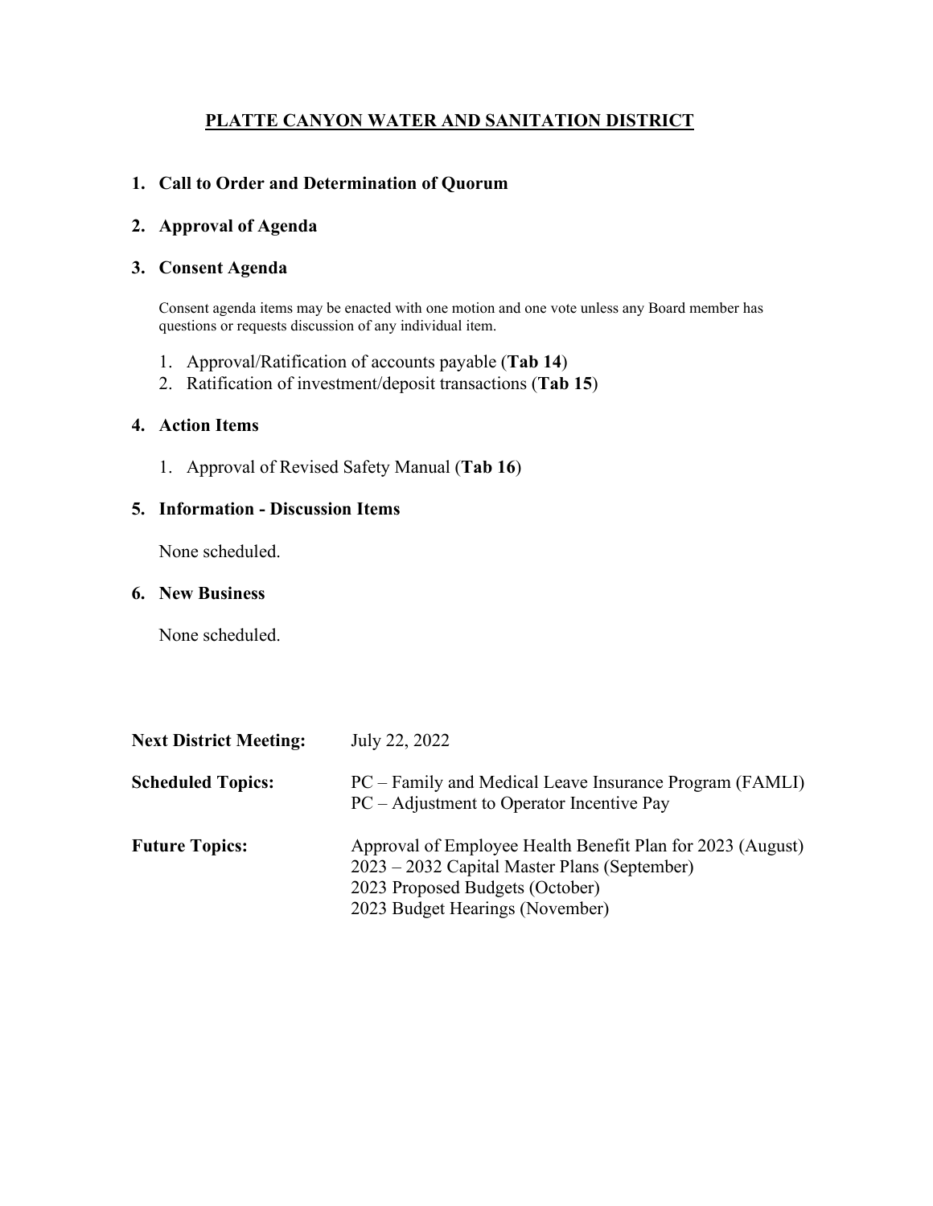# PLATTE CANYON WATER AND SANITATION DISTRICT

1. **Call to Order and Determination of Quorum**

2. **Approval of Agenda**

3. **Consent Agenda**

   Consent agenda items may be enacted with one motion and one vote unless any Board member has questions or requests discussion of any individual item.

   1. Approval/Ratification of accounts payable (**Tab 14**)
   2. Ratification of investment/deposit transactions (**Tab 15**)

4. **Action Items**

   1. Approval of Revised Safety Manual (**Tab 16**)

5. **Information - Discussion Items**

   None scheduled.

6. **New Business**

   None scheduled.

| | |
|---|---|
| **Next District Meeting:** | July 22, 2022 |
| **Scheduled Topics:** | PC – Family and Medical Leave Insurance Program (FAMLI)<br>PC – Adjustment to Operator Incentive Pay |
| **Future Topics:** | Approval of Employee Health Benefit Plan for 2023 (August)<br>2023 – 2032 Capital Master Plans (September)<br>2023 Proposed Budgets (October)<br>2023 Budget Hearings (November) |